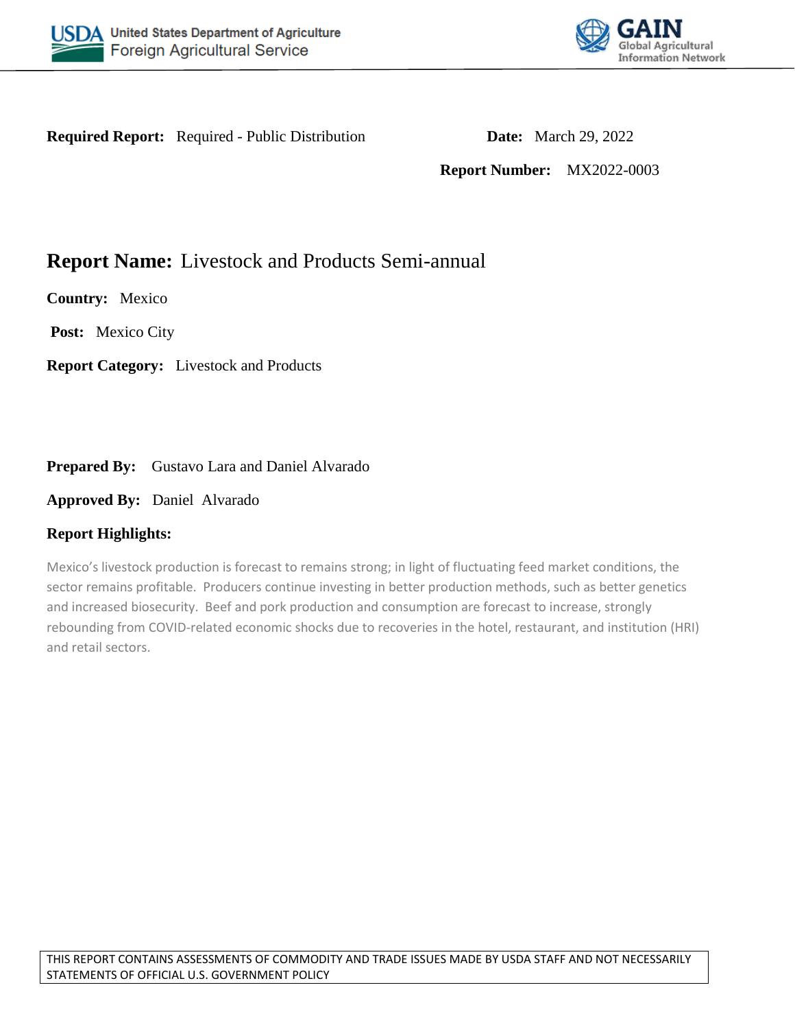**Required Report:** Required - Public Distribution

**Date:** March 29, 2022

**Report Number:** MX2022-0003

# Report Name: Livestock and Products Semi-annual

**Country:** Mexico

**Post:** Mexico City

**Report Category:** Livestock and Products

**Prepared By:** Gustavo Lara and Daniel Alvarado

**Approved By:** Daniel Alvarado

**Report Highlights:**

Mexico's livestock production is forecast to remains strong; in light of fluctuating feed market conditions, the sector remains profitable. Producers continue investing in better production methods, such as better genetics and increased biosecurity. Beef and pork production and consumption are forecast to increase, strongly rebounding from COVID-related economic shocks due to recoveries in the hotel, restaurant, and institution (HRI) and retail sectors.

THIS REPORT CONTAINS ASSESSMENTS OF COMMODITY AND TRADE ISSUES MADE BY USDA STAFF AND NOT NECESSARILY STATEMENTS OF OFFICIAL U.S. GOVERNMENT POLICY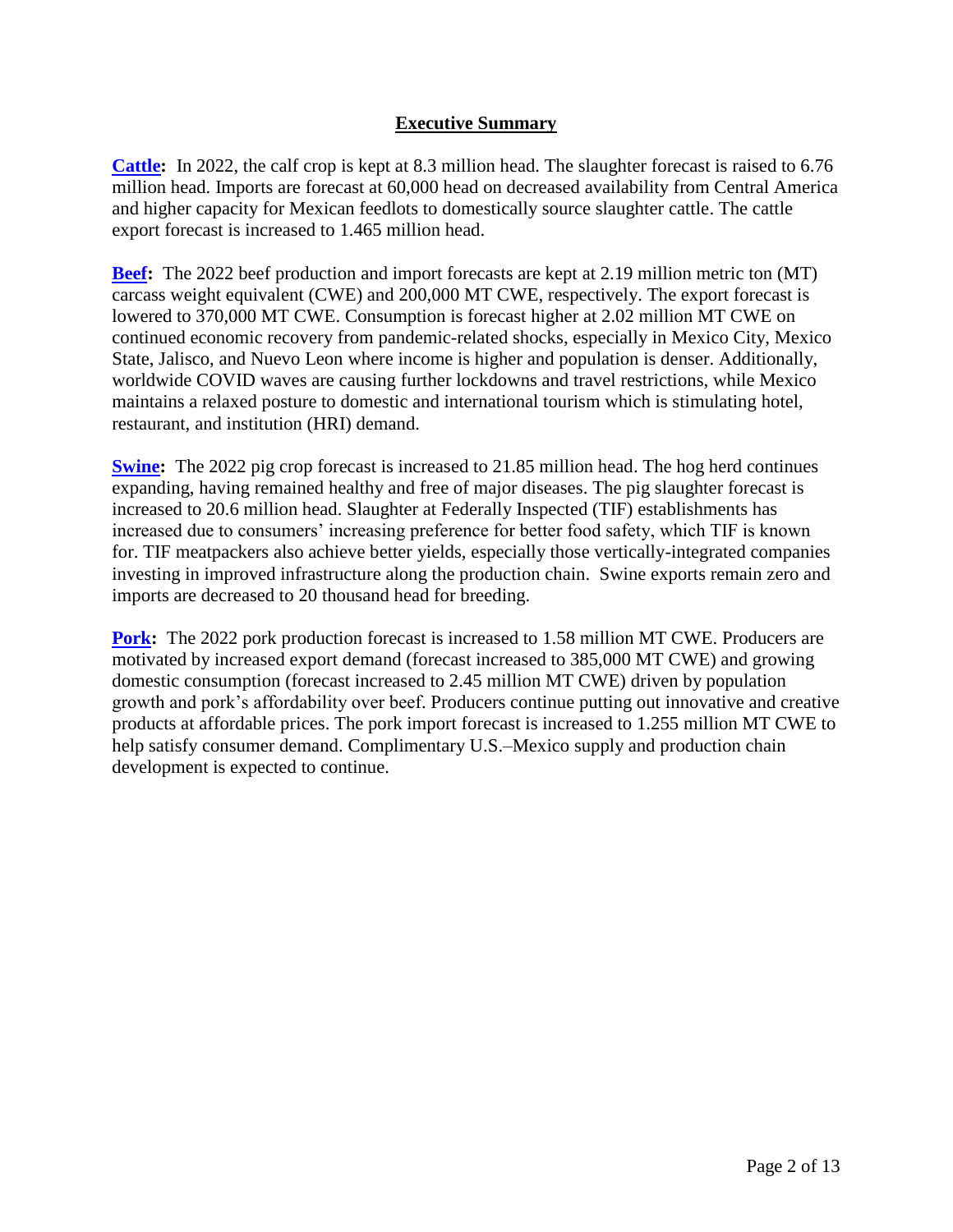## Executive Summary

**Cattle:** In 2022, the calf crop is kept at 8.3 million head. The slaughter forecast is raised to 6.76 million head. Imports are forecast at 60,000 head on decreased availability from Central America and higher capacity for Mexican feedlots to domestically source slaughter cattle. The cattle export forecast is increased to 1.465 million head.

**Beef:** The 2022 beef production and import forecasts are kept at 2.19 million metric ton (MT) carcass weight equivalent (CWE) and 200,000 MT CWE, respectively. The export forecast is lowered to 370,000 MT CWE. Consumption is forecast higher at 2.02 million MT CWE on continued economic recovery from pandemic-related shocks, especially in Mexico City, Mexico State, Jalisco, and Nuevo Leon where income is higher and population is denser. Additionally, worldwide COVID waves are causing further lockdowns and travel restrictions, while Mexico maintains a relaxed posture to domestic and international tourism which is stimulating hotel, restaurant, and institution (HRI) demand.

**Swine:** The 2022 pig crop forecast is increased to 21.85 million head. The hog herd continues expanding, having remained healthy and free of major diseases. The pig slaughter forecast is increased to 20.6 million head. Slaughter at Federally Inspected (TIF) establishments has increased due to consumers' increasing preference for better food safety, which TIF is known for. TIF meatpackers also achieve better yields, especially those vertically-integrated companies investing in improved infrastructure along the production chain. Swine exports remain zero and imports are decreased to 20 thousand head for breeding.

**Pork:** The 2022 pork production forecast is increased to 1.58 million MT CWE. Producers are motivated by increased export demand (forecast increased to 385,000 MT CWE) and growing domestic consumption (forecast increased to 2.45 million MT CWE) driven by population growth and pork's affordability over beef. Producers continue putting out innovative and creative products at affordable prices. The pork import forecast is increased to 1.255 million MT CWE to help satisfy consumer demand. Complimentary U.S.–Mexico supply and production chain development is expected to continue.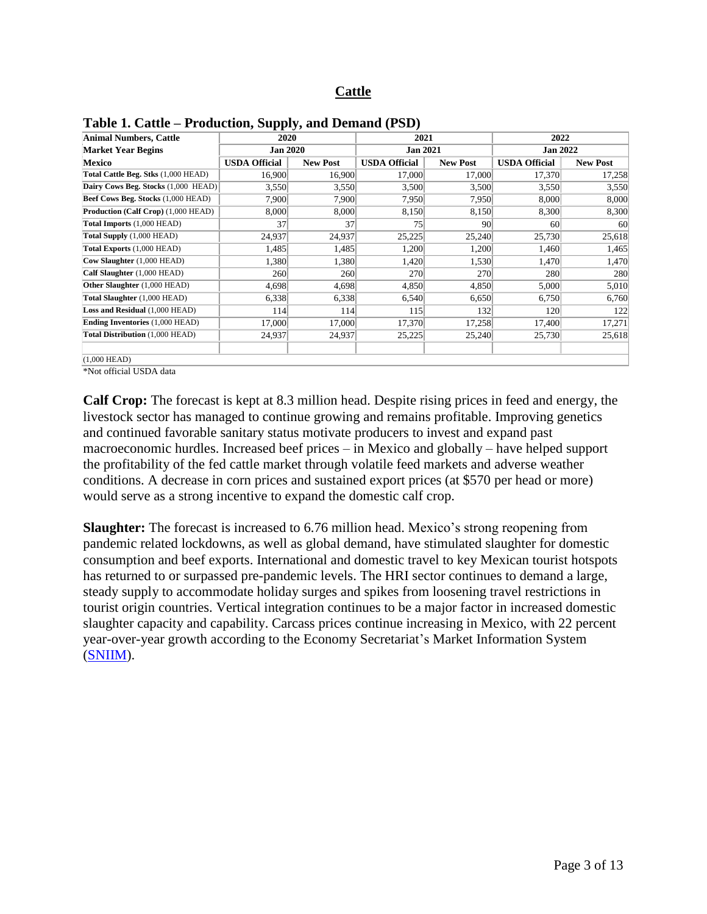## Cattle

**Table 1. Cattle – Production, Supply, and Demand (PSD)**

| Animal Numbers, Cattle | 2020 | | 2021 | | 2022 | |
|---|---|---|---|---|---|---|
| Market Year Begins | Jan 2020 | | Jan 2021 | | Jan 2022 | |
| Mexico | USDA Official | New Post | USDA Official | New Post | USDA Official | New Post |
| **Total Cattle Beg. Stks** (1,000 HEAD) | 16,900 | 16,900 | 17,000 | 17,000 | 17,370 | 17,258 |
| **Dairy Cows Beg. Stocks** (1,000 HEAD) | 3,550 | 3,550 | 3,500 | 3,500 | 3,550 | 3,550 |
| **Beef Cows Beg. Stocks** (1,000 HEAD) | 7,900 | 7,900 | 7,950 | 7,950 | 8,000 | 8,000 |
| **Production (Calf Crop)** (1,000 HEAD) | 8,000 | 8,000 | 8,150 | 8,150 | 8,300 | 8,300 |
| **Total Imports** (1,000 HEAD) | 37 | 37 | 75 | 90 | 60 | 60 |
| **Total Supply** (1,000 HEAD) | 24,937 | 24,937 | 25,225 | 25,240 | 25,730 | 25,618 |
| **Total Exports** (1,000 HEAD) | 1,485 | 1,485 | 1,200 | 1,200 | 1,460 | 1,465 |
| **Cow Slaughter** (1,000 HEAD) | 1,380 | 1,380 | 1,420 | 1,530 | 1,470 | 1,470 |
| **Calf Slaughter** (1,000 HEAD) | 260 | 260 | 270 | 270 | 280 | 280 |
| **Other Slaughter** (1,000 HEAD) | 4,698 | 4,698 | 4,850 | 4,850 | 5,000 | 5,010 |
| **Total Slaughter** (1,000 HEAD) | 6,338 | 6,338 | 6,540 | 6,650 | 6,750 | 6,760 |
| **Loss and Residual** (1,000 HEAD) | 114 | 114 | 115 | 132 | 120 | 122 |
| **Ending Inventories** (1,000 HEAD) | 17,000 | 17,000 | 17,370 | 17,258 | 17,400 | 17,271 |
| **Total Distribution** (1,000 HEAD) | 24,937 | 24,937 | 25,225 | 25,240 | 25,730 | 25,618 |
| (1,000 HEAD) | | | | | | |

*Not official USDA data

**Calf Crop:** The forecast is kept at 8.3 million head. Despite rising prices in feed and energy, the livestock sector has managed to continue growing and remains profitable. Improving genetics and continued favorable sanitary status motivate producers to invest and expand past macroeconomic hurdles. Increased beef prices – in Mexico and globally – have helped support the profitability of the fed cattle market through volatile feed markets and adverse weather conditions. A decrease in corn prices and sustained export prices (at $570 per head or more) would serve as a strong incentive to expand the domestic calf crop.

**Slaughter:** The forecast is increased to 6.76 million head. Mexico's strong reopening from pandemic related lockdowns, as well as global demand, have stimulated slaughter for domestic consumption and beef exports. International and domestic travel to key Mexican tourist hotspots has returned to or surpassed pre-pandemic levels. The HRI sector continues to demand a large, steady supply to accommodate holiday surges and spikes from loosening travel restrictions in tourist origin countries. Vertical integration continues to be a major factor in increased domestic slaughter capacity and capability. Carcass prices continue increasing in Mexico, with 22 percent year-over-year growth according to the Economy Secretariat's Market Information System (SNIIM).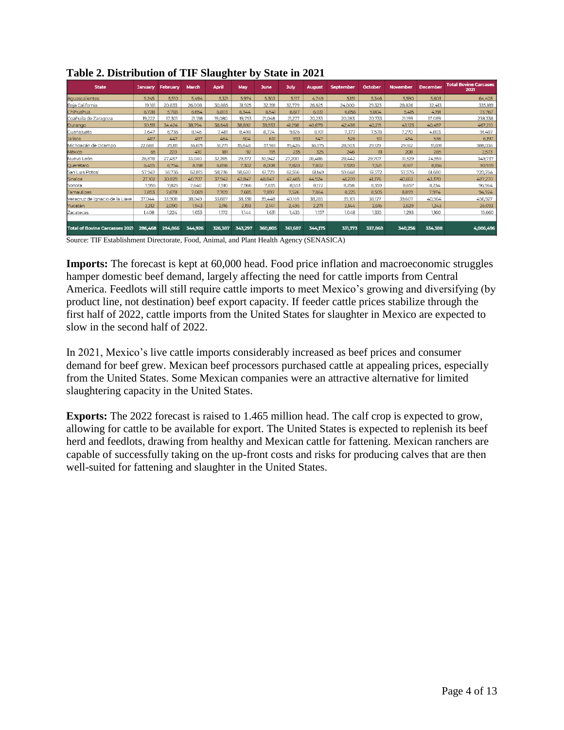**Table 2. Distribution of TIF Slaughter by State in 2021**

| State | January | February | March | April | May | June | July | August | September | October | November | December | Total Bovine Carcases 2021 |
|---|---|---|---|---|---|---|---|---|---|---|---|---|---|
| Aguascalientes | 5,245 | 5,510 | 5,494 | 5,321 | 5,974 | 5,303 | 5,117 | 4,749 | 5,151 | 5,346 | 5,590 | 5,603 | 64,403 |
| Baja California | 19,181 | 20,833 | 26,008 | 30,885 | 31,925 | 32,391 | 32,779 | 26,625 | 24,000 | 29,323 | 28,826 | 32,413 | 335,189 |
| Chihuahua | 6,728 | 5,783 | 6,654 | 6,803 | 6,344 | 6,541 | 6,617 | 6,031 | 6,856 | 5,804 | 5,415 | 4,191 | 73,767 |
| Coahuila de Zaragoza | 19,222 | 17,301 | 21,138 | 19,080 | 19,753 | 21,048 | 21,277 | 20,233 | 20,283 | 20,733 | 21,199 | 17,069 | 238,336 |
| Durango | 30,511 | 34,424 | 38,794 | 36,648 | 38,892 | 39,533 | 41,298 | 40,879 | 42,436 | 40,215 | 43,123 | 40,457 | 467,210 |
| Guanajuato | 7,647 | 6,736 | 8,146 | 7,481 | 8,498 | 8,724 | 9,126 | 8,101 | 7,377 | 7,578 | 7,270 | 4,803 | 91,487 |
| Jalisco | 487 | 447 | 497 | 464 | 504 | 631 | 593 | 547 | 526 | 511 | 454 | 536 | 6,197 |
| Michoacán de Ocampo | 22,688 | 29,111 | 36,671 | 31,271 | 35,848 | 37,961 | 39,426 | 36,575 | 28,503 | 29,129 | 29,162 | 31,691 | 388,036 |
| México | 65 | 220 | 410 | 181 | 92 | 195 | 235 | 325 | 246 | 111 | 208 | 285 | 2,573 |
| Nuevo León | 26,678 | 27,457 | 33,080 | 32,285 | 29,372 | 30,942 | 27,200 | 28,486 | 28,442 | 29,707 | 31,529 | 24,559 | 349,737 |
| Querétaro | 6,455 | 6,754 | 8,158 | 6,896 | 7,302 | 8,008 | 7,820 | 7,802 | 7,920 | 7,521 | 8,167 | 8,156 | 90,959 |
| San Luis Potosí | 57,947 | 56,736 | 62,815 | 58,736 | 58,620 | 61,729 | 62,556 | 61,149 | 59,648 | 61,572 | 57,576 | 61,680 | 720,764 |
| Sinaloa | 27,102 | 30,829 | 40,707 | 37,942 | 42,847 | 48,847 | 47,465 | 44,924 | 41,209 | 41,376 | 40,652 | 43,370 | 487,270 |
| Sonora | 7,955 | 7,825 | 7,640 | 7,510 | 7,966 | 7,835 | 8,553 | 8,172 | 8,258 | 8,359 | 8,657 | 8,234 | 96,964 |
| Tamaulipas | 7,893 | 7,678 | 7,069 | 7,709 | 7,685 | 7,897 | 7,526 | 7,864 | 8,225 | 8,505 | 8,899 | 7,974 | 94,924 |
| Veracruz de Ignacio de la Llave | 37,044 | 33,908 | 38,049 | 33,887 | 38,338 | 39,448 | 40,169 | 38,285 | 39,101 | 38,127 | 39,607 | 40,964 | 456,927 |
| Yucatán | 2,212 | 2,090 | 1,943 | 2,116 | 2,193 | 2,141 | 2,495 | 2,271 | 2,144 | 2,616 | 2,629 | 1,243 | 26,093 |
| Zacatecas | 1,408 | 1,224 | 1,653 | 1,172 | 1,144 | 1,631 | 1,435 | 1,157 | 1,048 | 1,335 | 1,293 | 1,160 | 15,660 |
| **Total of Bovine Carcasses 2021** | **286,468** | **294,866** | **344,926** | **326,387** | **343,297** | **360,805** | **361,687** | **344,175** | **331,373** | **337,868** | **340,256** | **334,388** | **4,006,496** |

Source: TIF Establishment Directorate, Food, Animal, and Plant Health Agency (SENASICA)

**Imports:** The forecast is kept at 60,000 head. Food price inflation and macroeconomic struggles hamper domestic beef demand, largely affecting the need for cattle imports from Central America. Feedlots will still require cattle imports to meet Mexico's growing and diversifying (by product line, not destination) beef export capacity. If feeder cattle prices stabilize through the first half of 2022, cattle imports from the United States for slaughter in Mexico are expected to slow in the second half of 2022.

In 2021, Mexico's live cattle imports considerably increased as beef prices and consumer demand for beef grew. Mexican beef processors purchased cattle at appealing prices, especially from the United States. Some Mexican companies were an attractive alternative for limited slaughtering capacity in the United States.

**Exports:** The 2022 forecast is raised to 1.465 million head. The calf crop is expected to grow, allowing for cattle to be available for export. The United States is expected to replenish its beef herd and feedlots, drawing from healthy and Mexican cattle for fattening. Mexican ranchers are capable of successfully taking on the up-front costs and risks for producing calves that are then well-suited for fattening and slaughter in the United States.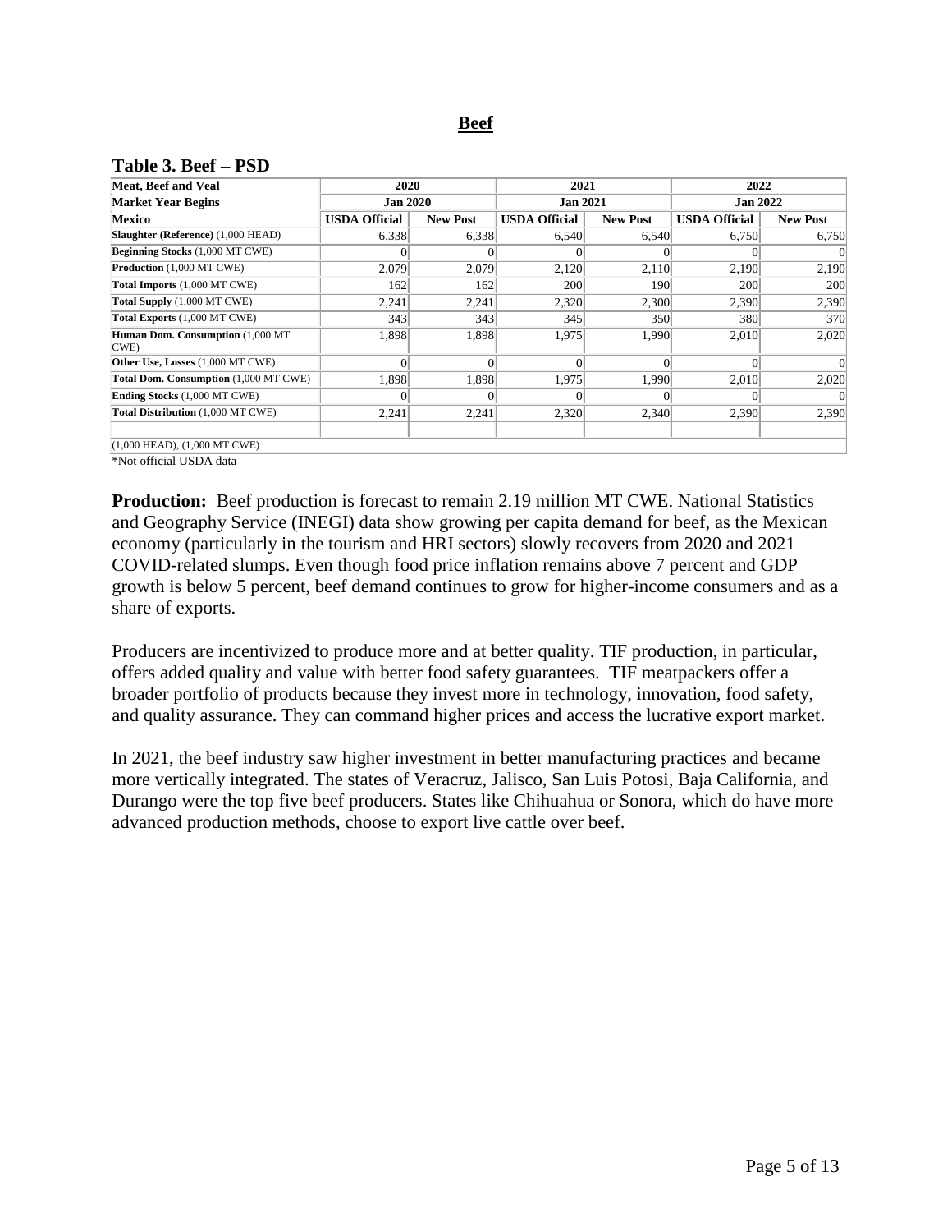## Beef

### Table 3. Beef – PSD

| Meat, Beef and Veal | 2020 | | 2021 | | 2022 | |
|---|---|---|---|---|---|---|
| Market Year Begins | Jan 2020 | | Jan 2021 | | Jan 2022 | |
| Mexico | USDA Official | New Post | USDA Official | New Post | USDA Official | New Post |
| Slaughter (Reference) (1,000 HEAD) | 6,338 | 6,338 | 6,540 | 6,540 | 6,750 | 6,750 |
| Beginning Stocks (1,000 MT CWE) | 0 | 0 | 0 | 0 | 0 | 0 |
| Production (1,000 MT CWE) | 2,079 | 2,079 | 2,120 | 2,110 | 2,190 | 2,190 |
| Total Imports (1,000 MT CWE) | 162 | 162 | 200 | 190 | 200 | 200 |
| Total Supply (1,000 MT CWE) | 2,241 | 2,241 | 2,320 | 2,300 | 2,390 | 2,390 |
| Total Exports (1,000 MT CWE) | 343 | 343 | 345 | 350 | 380 | 370 |
| Human Dom. Consumption (1,000 MT CWE) | 1,898 | 1,898 | 1,975 | 1,990 | 2,010 | 2,020 |
| Other Use, Losses (1,000 MT CWE) | 0 | 0 | 0 | 0 | 0 | 0 |
| Total Dom. Consumption (1,000 MT CWE) | 1,898 | 1,898 | 1,975 | 1,990 | 2,010 | 2,020 |
| Ending Stocks (1,000 MT CWE) | 0 | 0 | 0 | 0 | 0 | 0 |
| Total Distribution (1,000 MT CWE) | 2,241 | 2,241 | 2,320 | 2,340 | 2,390 | 2,390 |
| (1,000 HEAD), (1,000 MT CWE) | | | | | | |

*Not official USDA data

**Production:** Beef production is forecast to remain 2.19 million MT CWE. National Statistics and Geography Service (INEGI) data show growing per capita demand for beef, as the Mexican economy (particularly in the tourism and HRI sectors) slowly recovers from 2020 and 2021 COVID-related slumps. Even though food price inflation remains above 7 percent and GDP growth is below 5 percent, beef demand continues to grow for higher-income consumers and as a share of exports.

Producers are incentivized to produce more and at better quality. TIF production, in particular, offers added quality and value with better food safety guarantees. TIF meatpackers offer a broader portfolio of products because they invest more in technology, innovation, food safety, and quality assurance. They can command higher prices and access the lucrative export market.

In 2021, the beef industry saw higher investment in better manufacturing practices and became more vertically integrated. The states of Veracruz, Jalisco, San Luis Potosi, Baja California, and Durango were the top five beef producers. States like Chihuahua or Sonora, which do have more advanced production methods, choose to export live cattle over beef.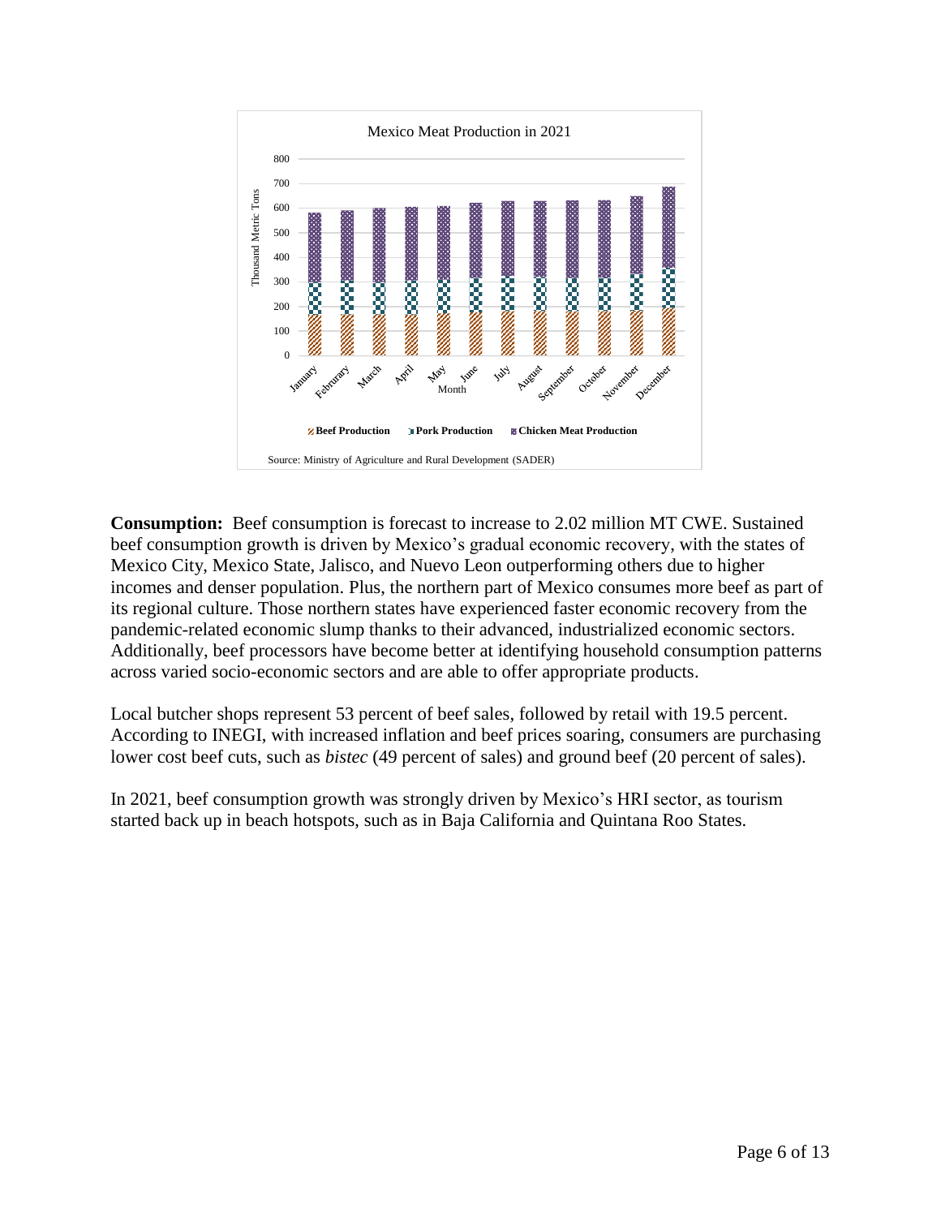Mexico Meat Production in 2021

Source: Ministry of Agriculture and Rural Development (SADER)

**Consumption:** Beef consumption is forecast to increase to 2.02 million MT CWE. Sustained beef consumption growth is driven by Mexico's gradual economic recovery, with the states of Mexico City, Mexico State, Jalisco, and Nuevo Leon outperforming others due to higher incomes and denser population. Plus, the northern part of Mexico consumes more beef as part of its regional culture. Those northern states have experienced faster economic recovery from the pandemic-related economic slump thanks to their advanced, industrialized economic sectors. Additionally, beef processors have become better at identifying household consumption patterns across varied socio-economic sectors and are able to offer appropriate products.

Local butcher shops represent 53 percent of beef sales, followed by retail with 19.5 percent. According to INEGI, with increased inflation and beef prices soaring, consumers are purchasing lower cost beef cuts, such as *bistec* (49 percent of sales) and ground beef (20 percent of sales).

In 2021, beef consumption growth was strongly driven by Mexico's HRI sector, as tourism started back up in beach hotspots, such as in Baja California and Quintana Roo States.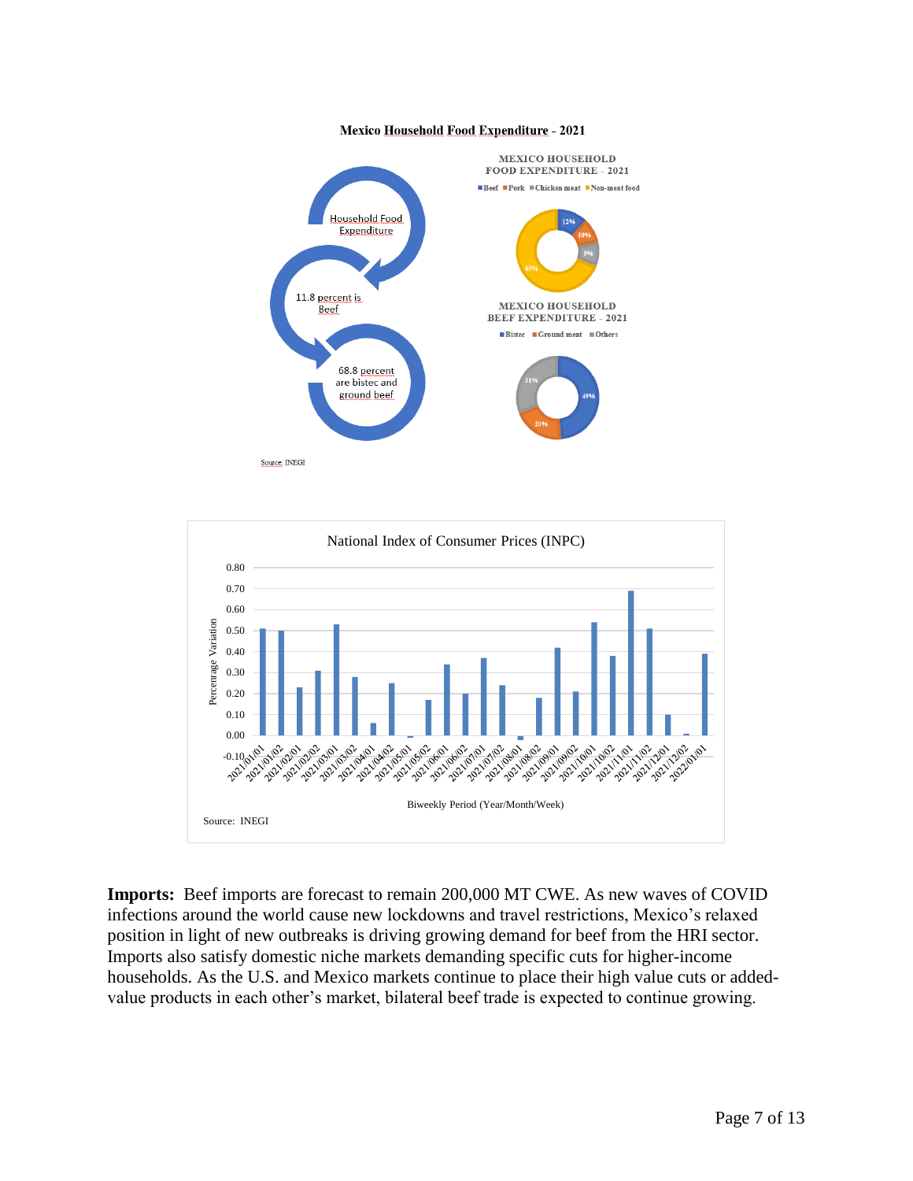**Mexico Household Food Expenditure - 2021**

Household Food Expenditure

11.8 percent is Beef

68.8 percent are bistec and ground beef

MEXICO HOUSEHOLD FOOD EXPENDITURE - 2021

Beef, Pork, Chicken meat, Non-meat food

12%, 10%, 9%, 69%

MEXICO HOUSEHOLD BEEF EXPENDITURE - 2021

Bistec, Ground meat, Others

49%, 20%, 31%

Source: INEGI

National Index of Consumer Prices (INPC)

Percenrage Variation

Biweekly Period (Year/Month/Week)

Source: INEGI

**Imports:** Beef imports are forecast to remain 200,000 MT CWE. As new waves of COVID infections around the world cause new lockdowns and travel restrictions, Mexico's relaxed position in light of new outbreaks is driving growing demand for beef from the HRI sector. Imports also satisfy domestic niche markets demanding specific cuts for higher-income households. As the U.S. and Mexico markets continue to place their high value cuts or added-value products in each other's market, bilateral beef trade is expected to continue growing.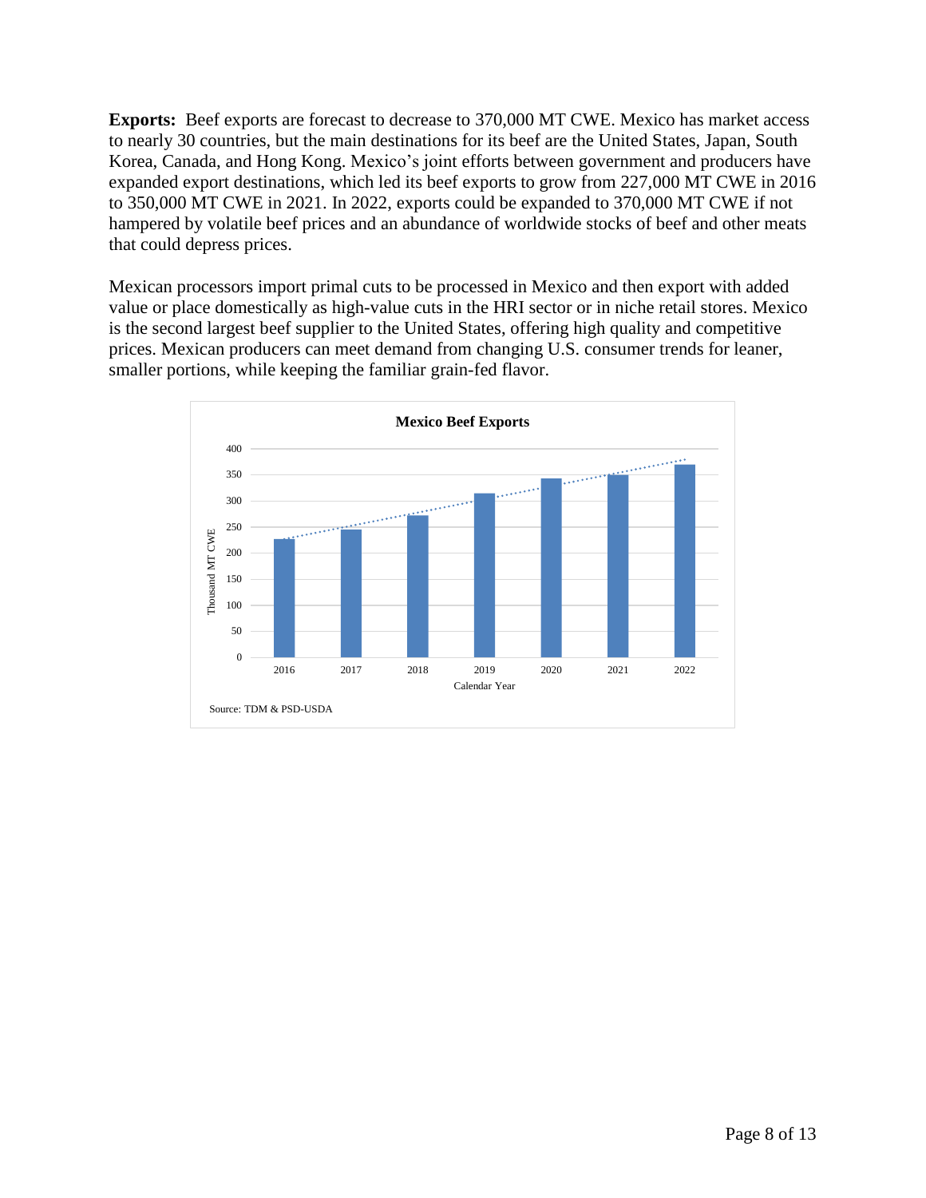**Exports:** Beef exports are forecast to decrease to 370,000 MT CWE. Mexico has market access to nearly 30 countries, but the main destinations for its beef are the United States, Japan, South Korea, Canada, and Hong Kong. Mexico's joint efforts between government and producers have expanded export destinations, which led its beef exports to grow from 227,000 MT CWE in 2016 to 350,000 MT CWE in 2021. In 2022, exports could be expanded to 370,000 MT CWE if not hampered by volatile beef prices and an abundance of worldwide stocks of beef and other meats that could depress prices.

Mexican processors import primal cuts to be processed in Mexico and then export with added value or place domestically as high-value cuts in the HRI sector or in niche retail stores. Mexico is the second largest beef supplier to the United States, offering high quality and competitive prices. Mexican producers can meet demand from changing U.S. consumer trends for leaner, smaller portions, while keeping the familiar grain-fed flavor.

**Mexico Beef Exports**

Thousand MT CWE (y-axis: 0–400); Calendar Year (x-axis: 2016–2022)

Source: TDM & PSD-USDA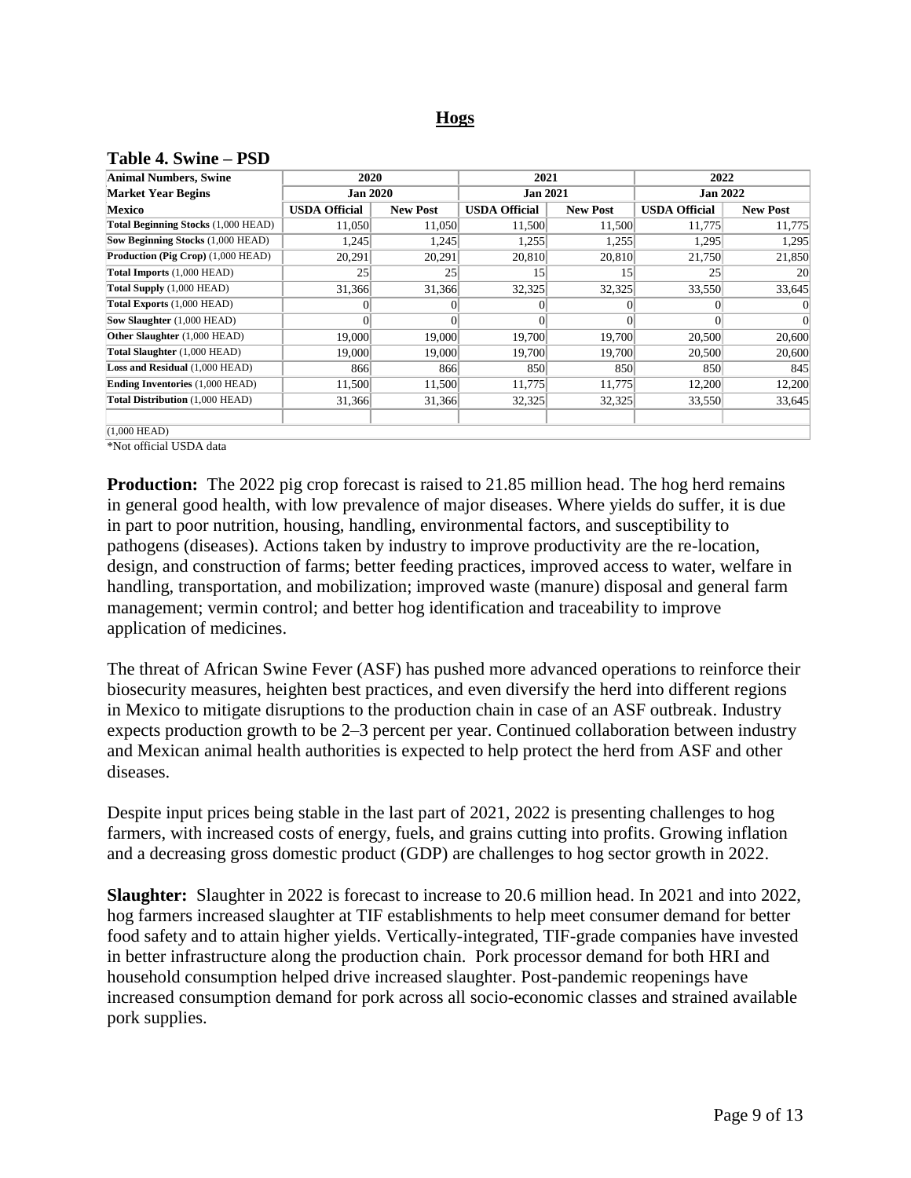## Hogs

### Table 4. Swine – PSD

| Animal Numbers, Swine | 2020 | | 2021 | | 2022 | |
|---|---|---|---|---|---|---|
| Market Year Begins | Jan 2020 | | Jan 2021 | | Jan 2022 | |
| Mexico | USDA Official | New Post | USDA Official | New Post | USDA Official | New Post |
| Total Beginning Stocks (1,000 HEAD) | 11,050 | 11,050 | 11,500 | 11,500 | 11,775 | 11,775 |
| Sow Beginning Stocks (1,000 HEAD) | 1,245 | 1,245 | 1,255 | 1,255 | 1,295 | 1,295 |
| Production (Pig Crop) (1,000 HEAD) | 20,291 | 20,291 | 20,810 | 20,810 | 21,750 | 21,850 |
| Total Imports (1,000 HEAD) | 25 | 25 | 15 | 15 | 25 | 20 |
| Total Supply (1,000 HEAD) | 31,366 | 31,366 | 32,325 | 32,325 | 33,550 | 33,645 |
| Total Exports (1,000 HEAD) | 0 | 0 | 0 | 0 | 0 | 0 |
| Sow Slaughter (1,000 HEAD) | 0 | 0 | 0 | 0 | 0 | 0 |
| Other Slaughter (1,000 HEAD) | 19,000 | 19,000 | 19,700 | 19,700 | 20,500 | 20,600 |
| Total Slaughter (1,000 HEAD) | 19,000 | 19,000 | 19,700 | 19,700 | 20,500 | 20,600 |
| Loss and Residual (1,000 HEAD) | 866 | 866 | 850 | 850 | 850 | 845 |
| Ending Inventories (1,000 HEAD) | 11,500 | 11,500 | 11,775 | 11,775 | 12,200 | 12,200 |
| Total Distribution (1,000 HEAD) | 31,366 | 31,366 | 32,325 | 32,325 | 33,550 | 33,645 |
| (1,000 HEAD) | | | | | | |

*Not official USDA data

**Production:** The 2022 pig crop forecast is raised to 21.85 million head. The hog herd remains in general good health, with low prevalence of major diseases. Where yields do suffer, it is due in part to poor nutrition, housing, handling, environmental factors, and susceptibility to pathogens (diseases). Actions taken by industry to improve productivity are the re-location, design, and construction of farms; better feeding practices, improved access to water, welfare in handling, transportation, and mobilization; improved waste (manure) disposal and general farm management; vermin control; and better hog identification and traceability to improve application of medicines.

The threat of African Swine Fever (ASF) has pushed more advanced operations to reinforce their biosecurity measures, heighten best practices, and even diversify the herd into different regions in Mexico to mitigate disruptions to the production chain in case of an ASF outbreak. Industry expects production growth to be 2–3 percent per year. Continued collaboration between industry and Mexican animal health authorities is expected to help protect the herd from ASF and other diseases.

Despite input prices being stable in the last part of 2021, 2022 is presenting challenges to hog farmers, with increased costs of energy, fuels, and grains cutting into profits. Growing inflation and a decreasing gross domestic product (GDP) are challenges to hog sector growth in 2022.

**Slaughter:** Slaughter in 2022 is forecast to increase to 20.6 million head. In 2021 and into 2022, hog farmers increased slaughter at TIF establishments to help meet consumer demand for better food safety and to attain higher yields. Vertically-integrated, TIF-grade companies have invested in better infrastructure along the production chain. Pork processor demand for both HRI and household consumption helped drive increased slaughter. Post-pandemic reopenings have increased consumption demand for pork across all socio-economic classes and strained available pork supplies.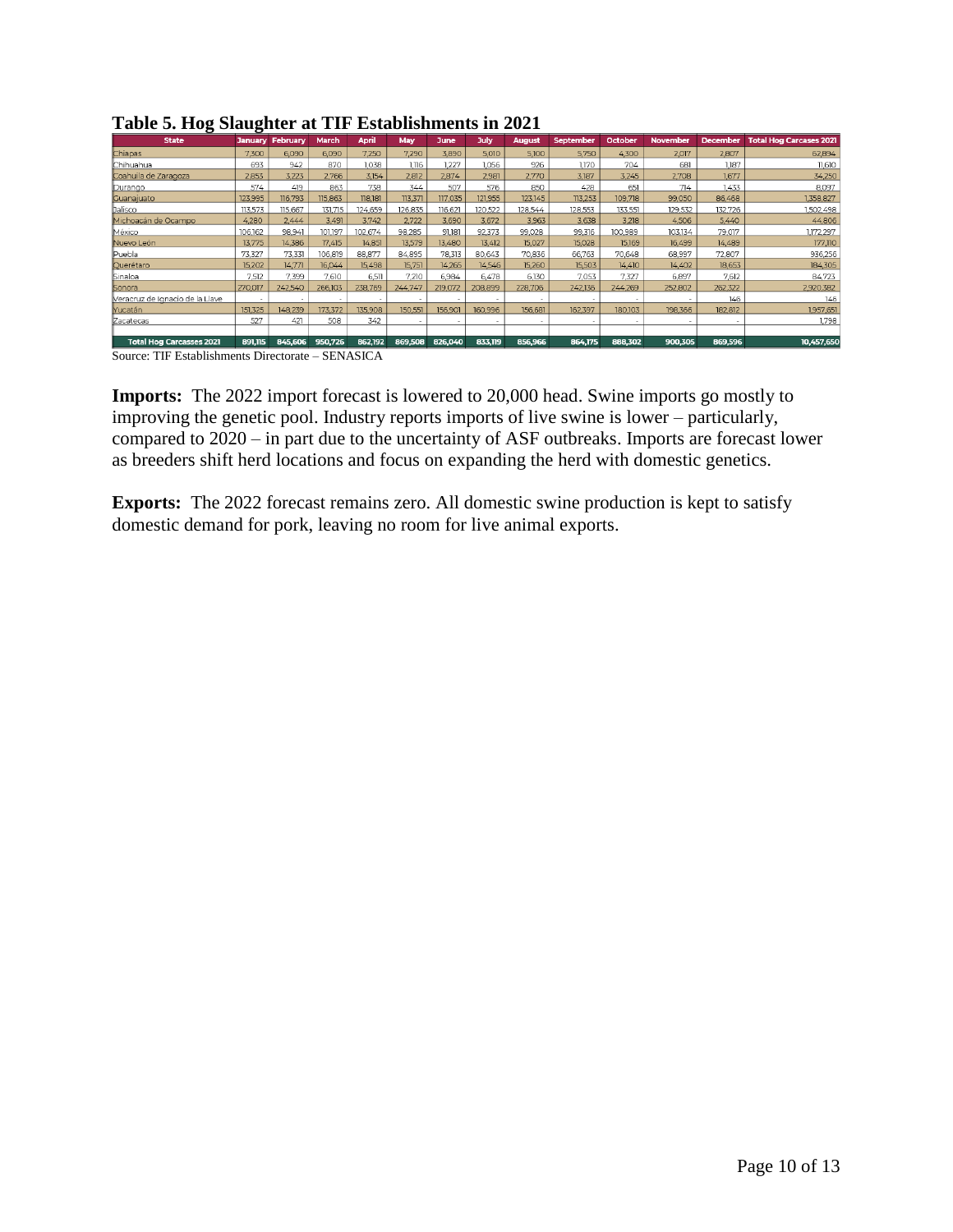**Table 5. Hog Slaughter at TIF Establishments in 2021**

| State | January | February | March | April | May | June | July | August | September | October | November | December | Total Hog Carcases 2021 |
|---|---|---|---|---|---|---|---|---|---|---|---|---|---|
| Chiapas | 7,300 | 6,090 | 6,090 | 7,250 | 7,290 | 3,890 | 5,010 | 5,100 | 5,750 | 4,300 | 2,017 | 2,807 | 62,894 |
| Chihuahua | 693 | 942 | 870 | 1,038 | 1,116 | 1,227 | 1,056 | 926 | 1,170 | 704 | 681 | 1,187 | 11,610 |
| Coahuila de Zaragoza | 2,853 | 3,223 | 2,766 | 3,154 | 2,812 | 2,874 | 2,981 | 2,770 | 3,187 | 3,245 | 2,708 | 1,677 | 34,250 |
| Durango | 574 | 419 | 863 | 738 | 344 | 507 | 576 | 850 | 428 | 651 | 714 | 1,433 | 8,097 |
| Guanajuato | 123,995 | 116,793 | 115,863 | 118,181 | 113,371 | 117,035 | 121,955 | 123,145 | 113,253 | 109,718 | 99,050 | 86,468 | 1,358,827 |
| Jalisco | 113,573 | 115,667 | 131,715 | 124,659 | 126,835 | 116,621 | 120,522 | 128,544 | 128,553 | 133,551 | 129,532 | 132,726 | 1,502,498 |
| Michoacán de Ocampo | 4,280 | 2,444 | 3,491 | 3,742 | 2,722 | 3,690 | 3,672 | 3,963 | 3,638 | 3,218 | 4,506 | 5,440 | 44,806 |
| México | 106,162 | 98,941 | 101,197 | 102,674 | 98,285 | 91,181 | 92,373 | 99,028 | 99,316 | 100,989 | 103,134 | 79,017 | 1,172,297 |
| Nuevo León | 13,775 | 14,386 | 17,415 | 14,851 | 13,579 | 13,480 | 13,412 | 15,027 | 15,028 | 15,169 | 16,499 | 14,489 | 177,110 |
| Puebla | 73,327 | 73,331 | 106,819 | 88,877 | 84,895 | 78,313 | 80,643 | 70,836 | 66,763 | 70,648 | 68,997 | 72,807 | 936,256 |
| Querétaro | 15,202 | 14,771 | 16,044 | 15,498 | 15,751 | 14,265 | 14,546 | 15,260 | 15,503 | 14,410 | 14,402 | 18,653 | 184,305 |
| Sinaloa | 7,512 | 7,399 | 7,610 | 6,511 | 7,210 | 6,984 | 6,478 | 6,130 | 7,053 | 7,327 | 6,897 | 7,612 | 84,723 |
| Sonora | 270,017 | 247,540 | 266,103 | 238,769 | 244,747 | 219,072 | 208,899 | 228,706 | 242,136 | 244,269 | 252,802 | 262,322 | 2,920,382 |
| Veracruz de Ignacio de la Llave | - | - | - | - | - | - | - | - | - | - | - | 146 | 146 |
| Yucatán | 151,325 | 149,239 | 173,372 | 135,908 | 150,551 | 156,901 | 160,996 | 156,681 | 162,397 | 180,103 | 198,366 | 182,812 | 1,957,651 |
| Zacatecas | 527 | 421 | 508 | 342 | - | - | - | - | - | - | - | - | 1,798 |
| **Total Hog Carcasses 2021** | **891,115** | **845,606** | **950,726** | **862,192** | **869,508** | **826,040** | **833,119** | **856,966** | **864,175** | **888,302** | **900,305** | **869,596** | **10,457,650** |

Source: TIF Establishments Directorate – SENASICA

**Imports:** The 2022 import forecast is lowered to 20,000 head. Swine imports go mostly to improving the genetic pool. Industry reports imports of live swine is lower – particularly, compared to 2020 – in part due to the uncertainty of ASF outbreaks. Imports are forecast lower as breeders shift herd locations and focus on expanding the herd with domestic genetics.

**Exports:** The 2022 forecast remains zero. All domestic swine production is kept to satisfy domestic demand for pork, leaving no room for live animal exports.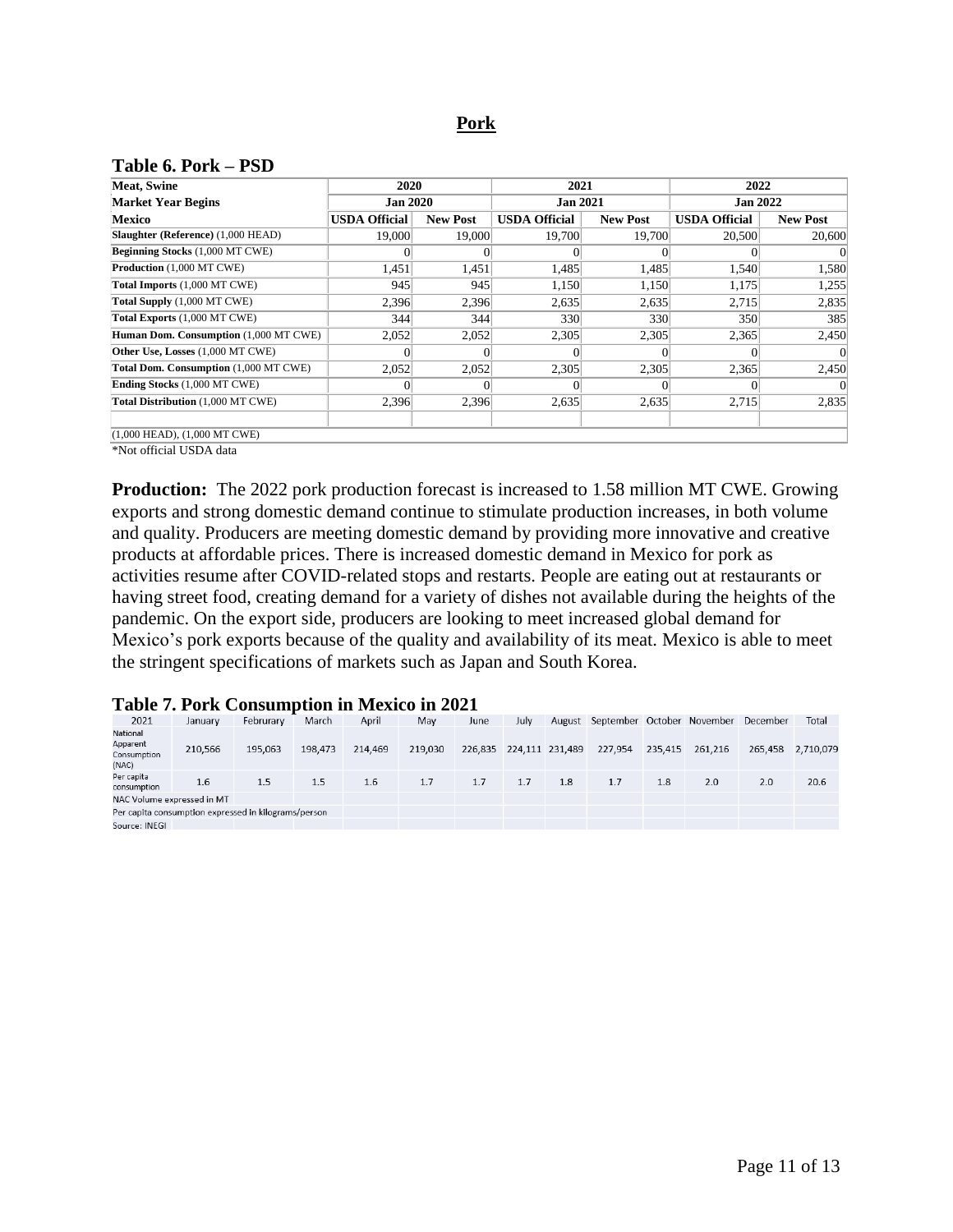## Pork

### Table 6. Pork – PSD

| Meat, Swine | 2020 | | 2021 | | 2022 | |
|---|---|---|---|---|---|---|
| Market Year Begins | Jan 2020 | | Jan 2021 | | Jan 2022 | |
| Mexico | USDA Official | New Post | USDA Official | New Post | USDA Official | New Post |
| Slaughter (Reference) (1,000 HEAD) | 19,000 | 19,000 | 19,700 | 19,700 | 20,500 | 20,600 |
| Beginning Stocks (1,000 MT CWE) | 0 | 0 | 0 | 0 | 0 | 0 |
| Production (1,000 MT CWE) | 1,451 | 1,451 | 1,485 | 1,485 | 1,540 | 1,580 |
| Total Imports (1,000 MT CWE) | 945 | 945 | 1,150 | 1,150 | 1,175 | 1,255 |
| Total Supply (1,000 MT CWE) | 2,396 | 2,396 | 2,635 | 2,635 | 2,715 | 2,835 |
| Total Exports (1,000 MT CWE) | 344 | 344 | 330 | 330 | 350 | 385 |
| Human Dom. Consumption (1,000 MT CWE) | 2,052 | 2,052 | 2,305 | 2,305 | 2,365 | 2,450 |
| Other Use, Losses (1,000 MT CWE) | 0 | 0 | 0 | 0 | 0 | 0 |
| Total Dom. Consumption (1,000 MT CWE) | 2,052 | 2,052 | 2,305 | 2,305 | 2,365 | 2,450 |
| Ending Stocks (1,000 MT CWE) | 0 | 0 | 0 | 0 | 0 | 0 |
| Total Distribution (1,000 MT CWE) | 2,396 | 2,396 | 2,635 | 2,635 | 2,715 | 2,835 |
| | | | | | | |
| (1,000 HEAD), (1,000 MT CWE) | | | | | | |

*Not official USDA data

**Production:** The 2022 pork production forecast is increased to 1.58 million MT CWE. Growing exports and strong domestic demand continue to stimulate production increases, in both volume and quality. Producers are meeting domestic demand by providing more innovative and creative products at affordable prices. There is increased domestic demand in Mexico for pork as activities resume after COVID-related stops and restarts. People are eating out at restaurants or having street food, creating demand for a variety of dishes not available during the heights of the pandemic. On the export side, producers are looking to meet increased global demand for Mexico's pork exports because of the quality and availability of its meat. Mexico is able to meet the stringent specifications of markets such as Japan and South Korea.

### Table 7. Pork Consumption in Mexico in 2021

| 2021 | January | Februrary | March | April | May | June | July | August | September | October | November | December | Total |
|---|---|---|---|---|---|---|---|---|---|---|---|---|---|
| National Apparent Consumption (NAC) | 210,566 | 195,063 | 198,473 | 214,469 | 219,030 | 226,835 | 224,111 | 231,489 | 227,954 | 235,415 | 261,216 | 265,458 | 2,710,079 |
| Per capita consumption | 1.6 | 1.5 | 1.5 | 1.6 | 1.7 | 1.7 | 1.7 | 1.8 | 1.7 | 1.8 | 2.0 | 2.0 | 20.6 |
| NAC Volume expressed in MT | | | | | | | | | | | | | |
| Per capita consumption expressed in kilograms/person | | | | | | | | | | | | | |
| Source: INEGI | | | | | | | | | | | | | |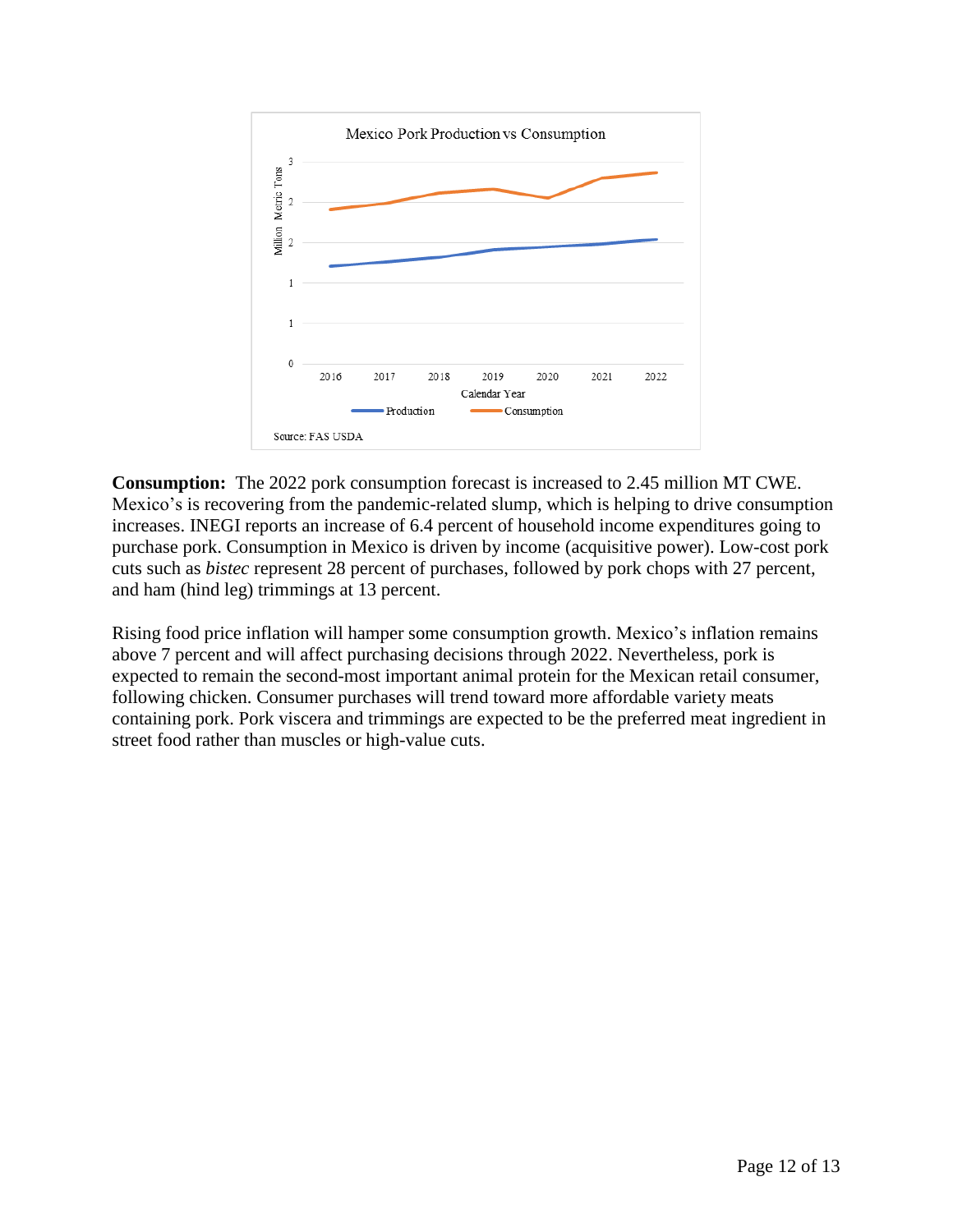Mexico Pork Production vs Consumption

Source: FAS USDA

**Consumption:** The 2022 pork consumption forecast is increased to 2.45 million MT CWE. Mexico's is recovering from the pandemic-related slump, which is helping to drive consumption increases. INEGI reports an increase of 6.4 percent of household income expenditures going to purchase pork. Consumption in Mexico is driven by income (acquisitive power). Low-cost pork cuts such as *bistec* represent 28 percent of purchases, followed by pork chops with 27 percent, and ham (hind leg) trimmings at 13 percent.

Rising food price inflation will hamper some consumption growth. Mexico's inflation remains above 7 percent and will affect purchasing decisions through 2022. Nevertheless, pork is expected to remain the second-most important animal protein for the Mexican retail consumer, following chicken. Consumer purchases will trend toward more affordable variety meats containing pork. Pork viscera and trimmings are expected to be the preferred meat ingredient in street food rather than muscles or high-value cuts.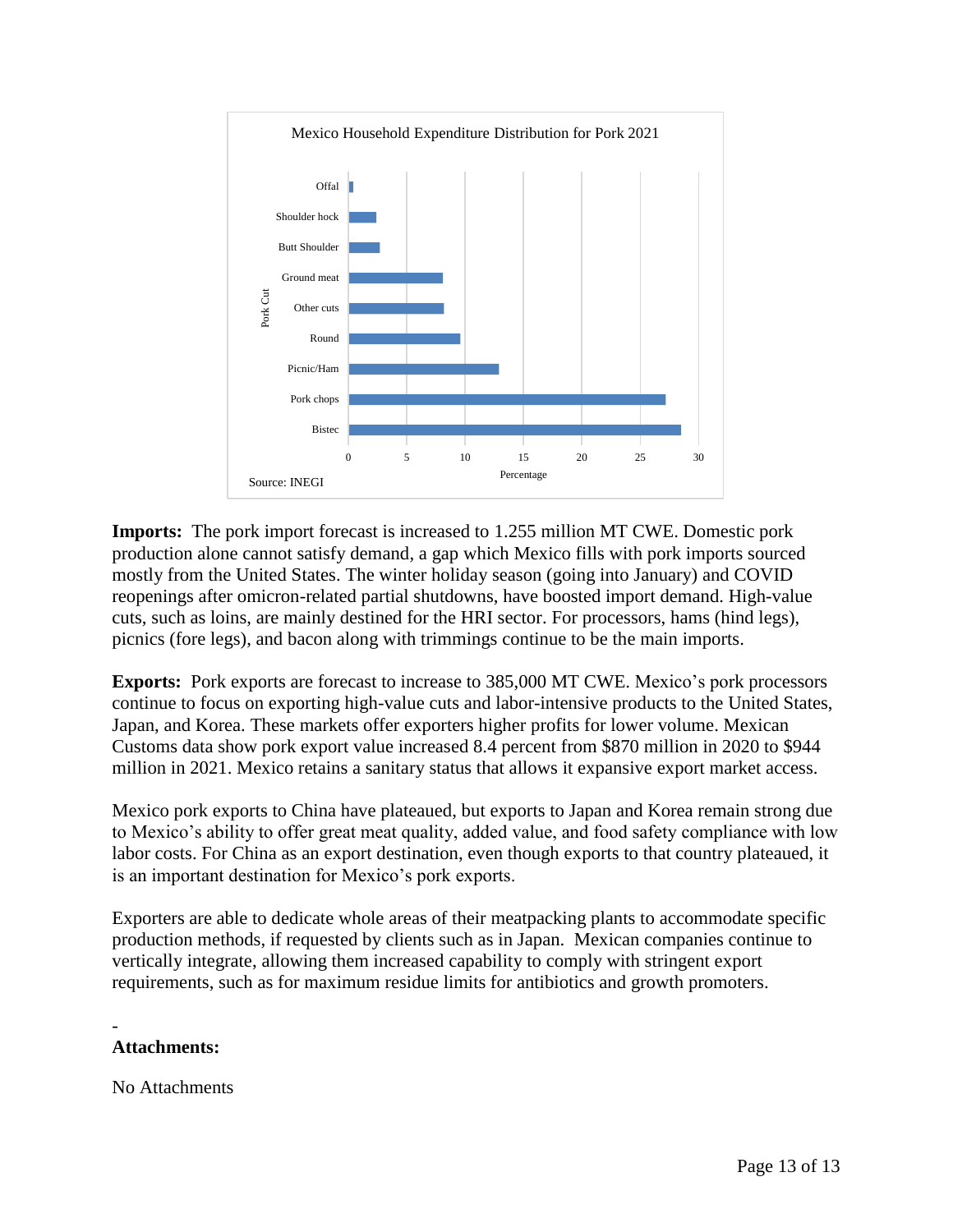Mexico Household Expenditure Distribution for Pork 2021

Pork Cut

Offal

Shoulder hock

Butt Shoulder

Ground meat

Other cuts

Round

Picnic/Ham

Pork chops

Bistec

0 5 10 15 20 25 30

Percentage

Source: INEGI

**Imports:** The pork import forecast is increased to 1.255 million MT CWE. Domestic pork production alone cannot satisfy demand, a gap which Mexico fills with pork imports sourced mostly from the United States. The winter holiday season (going into January) and COVID reopenings after omicron-related partial shutdowns, have boosted import demand. High-value cuts, such as loins, are mainly destined for the HRI sector. For processors, hams (hind legs), picnics (fore legs), and bacon along with trimmings continue to be the main imports.

**Exports:** Pork exports are forecast to increase to 385,000 MT CWE. Mexico's pork processors continue to focus on exporting high-value cuts and labor-intensive products to the United States, Japan, and Korea. These markets offer exporters higher profits for lower volume. Mexican Customs data show pork export value increased 8.4 percent from $870 million in 2020 to $944 million in 2021. Mexico retains a sanitary status that allows it expansive export market access.

Mexico pork exports to China have plateaued, but exports to Japan and Korea remain strong due to Mexico's ability to offer great meat quality, added value, and food safety compliance with low labor costs. For China as an export destination, even though exports to that country plateaued, it is an important destination for Mexico's pork exports.

Exporters are able to dedicate whole areas of their meatpacking plants to accommodate specific production methods, if requested by clients such as in Japan. Mexican companies continue to vertically integrate, allowing them increased capability to comply with stringent export requirements, such as for maximum residue limits for antibiotics and growth promoters.

-

**Attachments:**

No Attachments